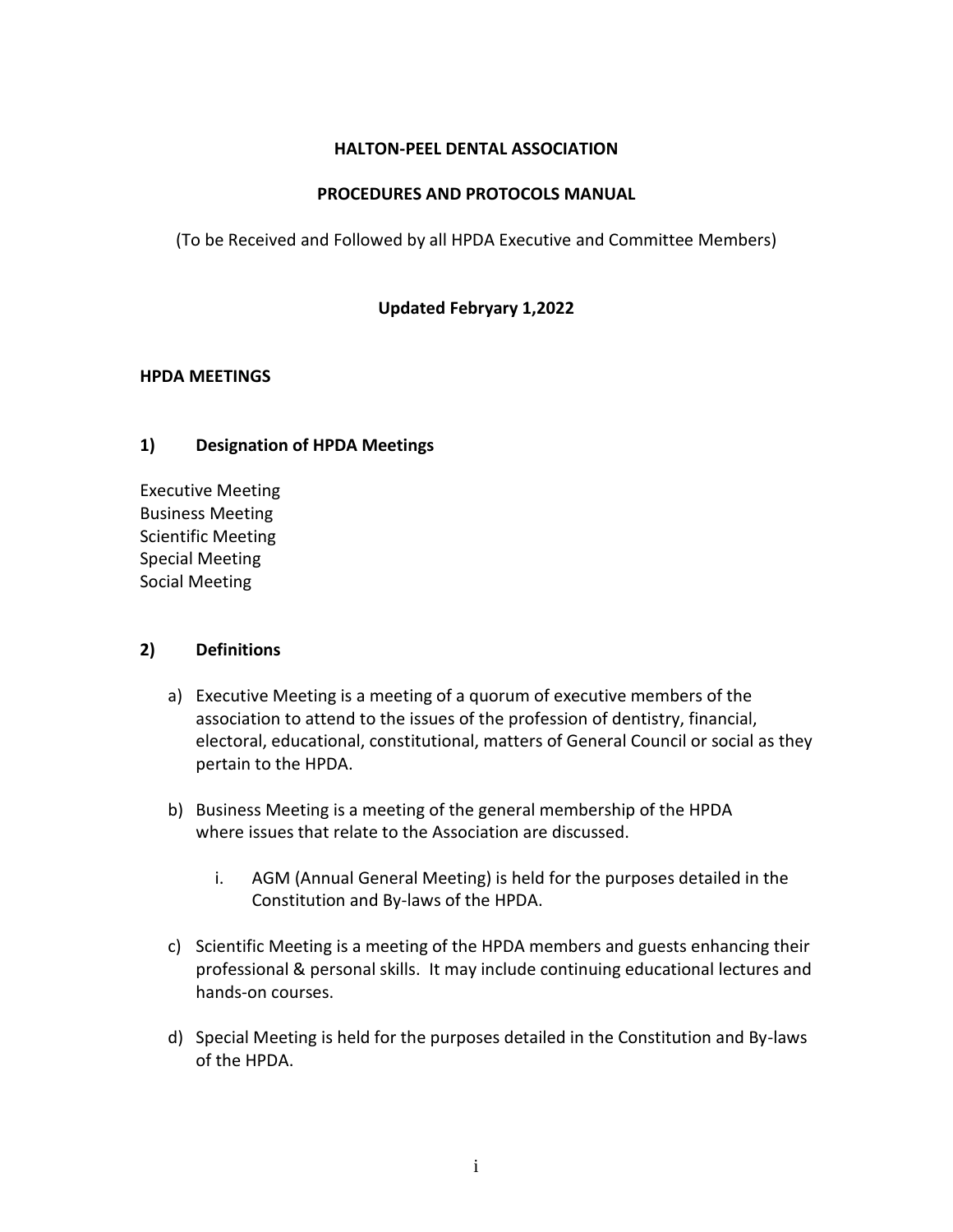**HALTON-PEEL DENTAL ASSOCIATION**

**PROCEDURES AND PROTOCOLS MANUAL**

(To be Received and Followed by all HPDA Executive and Committee Members)

**Updated Febryary 1,2022**

## HPDA MEETINGS

### 1) Designation of HPDA Meetings

Executive Meeting
Business Meeting
Scientific Meeting
Special Meeting
Social Meeting

### 2) Definitions

a) Executive Meeting is a meeting of a quorum of executive members of the association to attend to the issues of the profession of dentistry, financial, electoral, educational, constitutional, matters of General Council or social as they pertain to the HPDA.

b) Business Meeting is a meeting of the general membership of the HPDA where issues that relate to the Association are discussed.

   i. AGM (Annual General Meeting) is held for the purposes detailed in the Constitution and By-laws of the HPDA.

c) Scientific Meeting is a meeting of the HPDA members and guests enhancing their professional & personal skills. It may include continuing educational lectures and hands-on courses.

d) Special Meeting is held for the purposes detailed in the Constitution and By-laws of the HPDA.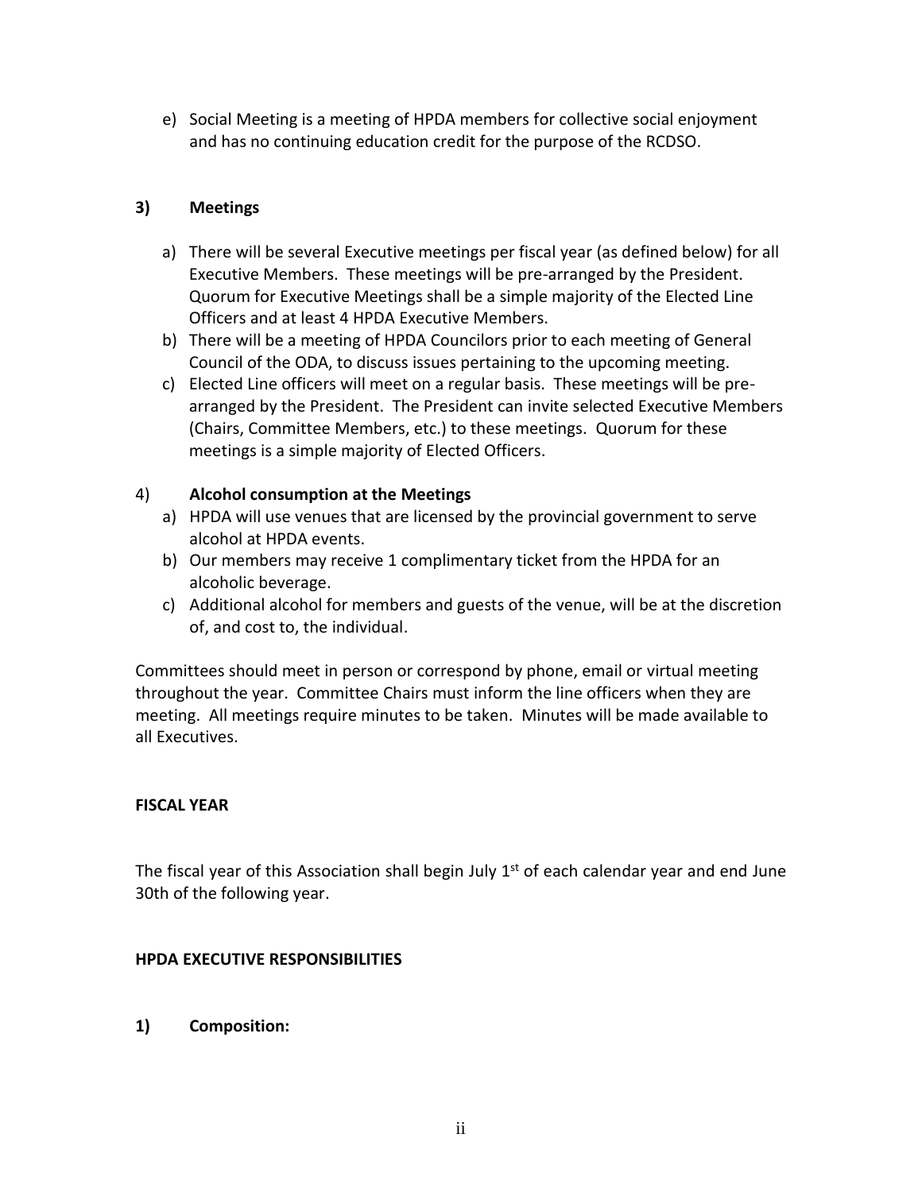e) Social Meeting is a meeting of HPDA members for collective social enjoyment and has no continuing education credit for the purpose of the RCDSO.

**3) Meetings**

a) There will be several Executive meetings per fiscal year (as defined below) for all Executive Members. These meetings will be pre-arranged by the President. Quorum for Executive Meetings shall be a simple majority of the Elected Line Officers and at least 4 HPDA Executive Members.
b) There will be a meeting of HPDA Councilors prior to each meeting of General Council of the ODA, to discuss issues pertaining to the upcoming meeting.
c) Elected Line officers will meet on a regular basis. These meetings will be pre-arranged by the President. The President can invite selected Executive Members (Chairs, Committee Members, etc.) to these meetings. Quorum for these meetings is a simple majority of Elected Officers.

4) **Alcohol consumption at the Meetings**

a) HPDA will use venues that are licensed by the provincial government to serve alcohol at HPDA events.
b) Our members may receive 1 complimentary ticket from the HPDA for an alcoholic beverage.
c) Additional alcohol for members and guests of the venue, will be at the discretion of, and cost to, the individual.

Committees should meet in person or correspond by phone, email or virtual meeting throughout the year. Committee Chairs must inform the line officers when they are meeting. All meetings require minutes to be taken. Minutes will be made available to all Executives.

**FISCAL YEAR**

The fiscal year of this Association shall begin July 1st of each calendar year and end June 30th of the following year.

**HPDA EXECUTIVE RESPONSIBILITIES**

**1) Composition:**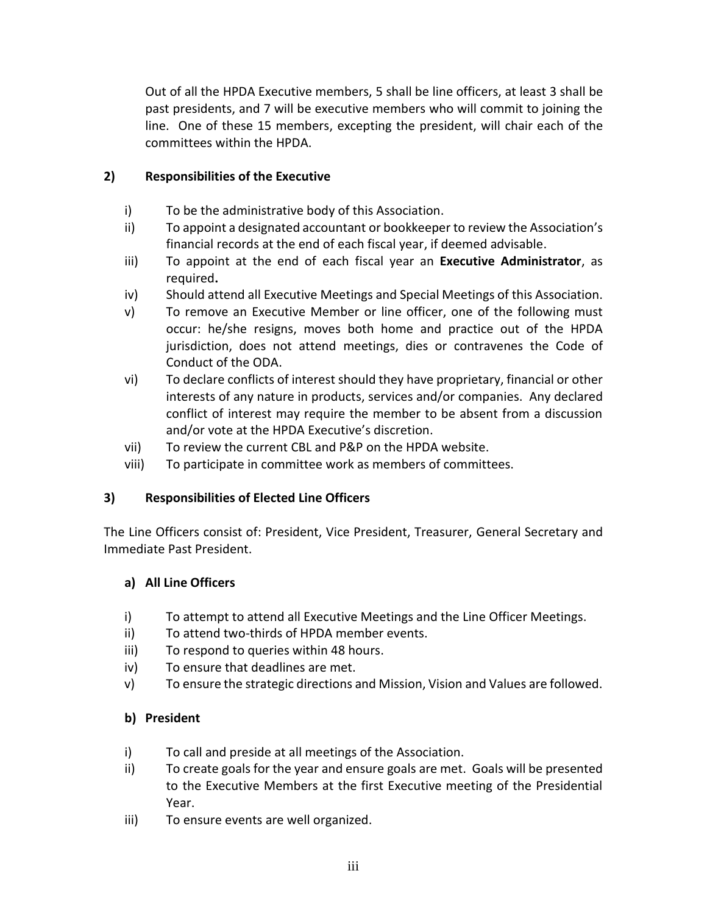Out of all the HPDA Executive members, 5 shall be line officers, at least 3 shall be past presidents, and 7 will be executive members who will commit to joining the line. One of these 15 members, excepting the president, will chair each of the committees within the HPDA.

### 2) Responsibilities of the Executive

- i) To be the administrative body of this Association.
- ii) To appoint a designated accountant or bookkeeper to review the Association's financial records at the end of each fiscal year, if deemed advisable.
- iii) To appoint at the end of each fiscal year an **Executive Administrator**, as required**.**
- iv) Should attend all Executive Meetings and Special Meetings of this Association.
- v) To remove an Executive Member or line officer, one of the following must occur: he/she resigns, moves both home and practice out of the HPDA jurisdiction, does not attend meetings, dies or contravenes the Code of Conduct of the ODA.
- vi) To declare conflicts of interest should they have proprietary, financial or other interests of any nature in products, services and/or companies. Any declared conflict of interest may require the member to be absent from a discussion and/or vote at the HPDA Executive's discretion.
- vii) To review the current CBL and P&P on the HPDA website.
- viii) To participate in committee work as members of committees.

### 3) Responsibilities of Elected Line Officers

The Line Officers consist of: President, Vice President, Treasurer, General Secretary and Immediate Past President.

#### a) All Line Officers

- i) To attempt to attend all Executive Meetings and the Line Officer Meetings.
- ii) To attend two-thirds of HPDA member events.
- iii) To respond to queries within 48 hours.
- iv) To ensure that deadlines are met.
- v) To ensure the strategic directions and Mission, Vision and Values are followed.

#### b) President

- i) To call and preside at all meetings of the Association.
- ii) To create goals for the year and ensure goals are met. Goals will be presented to the Executive Members at the first Executive meeting of the Presidential Year.
- iii) To ensure events are well organized.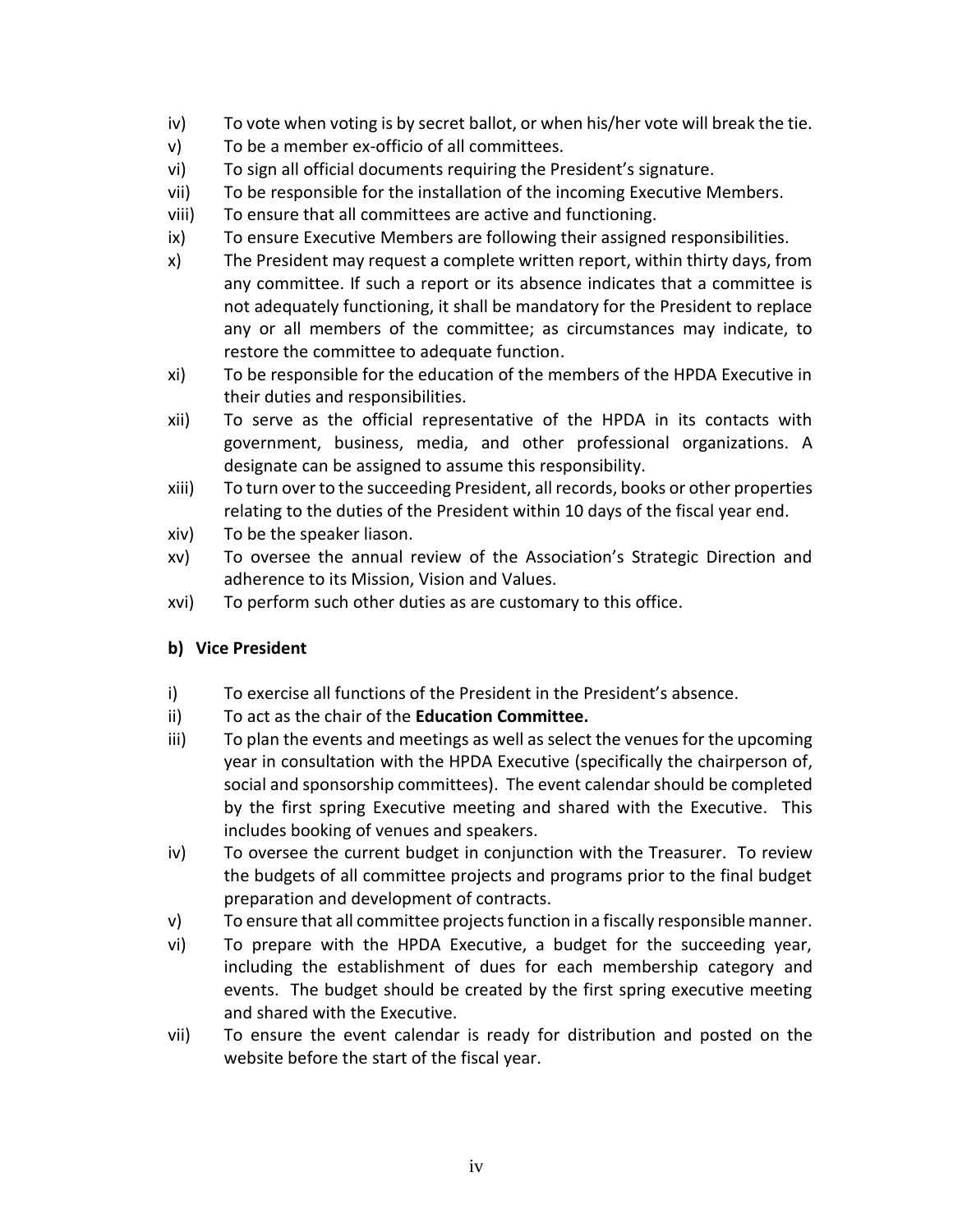iv) To vote when voting is by secret ballot, or when his/her vote will break the tie.

v) To be a member ex-officio of all committees.

vi) To sign all official documents requiring the President's signature.

vii) To be responsible for the installation of the incoming Executive Members.

viii) To ensure that all committees are active and functioning.

ix) To ensure Executive Members are following their assigned responsibilities.

x) The President may request a complete written report, within thirty days, from any committee. If such a report or its absence indicates that a committee is not adequately functioning, it shall be mandatory for the President to replace any or all members of the committee; as circumstances may indicate, to restore the committee to adequate function.

xi) To be responsible for the education of the members of the HPDA Executive in their duties and responsibilities.

xii) To serve as the official representative of the HPDA in its contacts with government, business, media, and other professional organizations. A designate can be assigned to assume this responsibility.

xiii) To turn over to the succeeding President, all records, books or other properties relating to the duties of the President within 10 days of the fiscal year end.

xiv) To be the speaker liason.

xv) To oversee the annual review of the Association's Strategic Direction and adherence to its Mission, Vision and Values.

xvi) To perform such other duties as are customary to this office.

**b) Vice President**

i) To exercise all functions of the President in the President's absence.

ii) To act as the chair of the **Education Committee.**

iii) To plan the events and meetings as well as select the venues for the upcoming year in consultation with the HPDA Executive (specifically the chairperson of, social and sponsorship committees). The event calendar should be completed by the first spring Executive meeting and shared with the Executive. This includes booking of venues and speakers.

iv) To oversee the current budget in conjunction with the Treasurer. To review the budgets of all committee projects and programs prior to the final budget preparation and development of contracts.

v) To ensure that all committee projects function in a fiscally responsible manner.

vi) To prepare with the HPDA Executive, a budget for the succeeding year, including the establishment of dues for each membership category and events. The budget should be created by the first spring executive meeting and shared with the Executive.

vii) To ensure the event calendar is ready for distribution and posted on the website before the start of the fiscal year.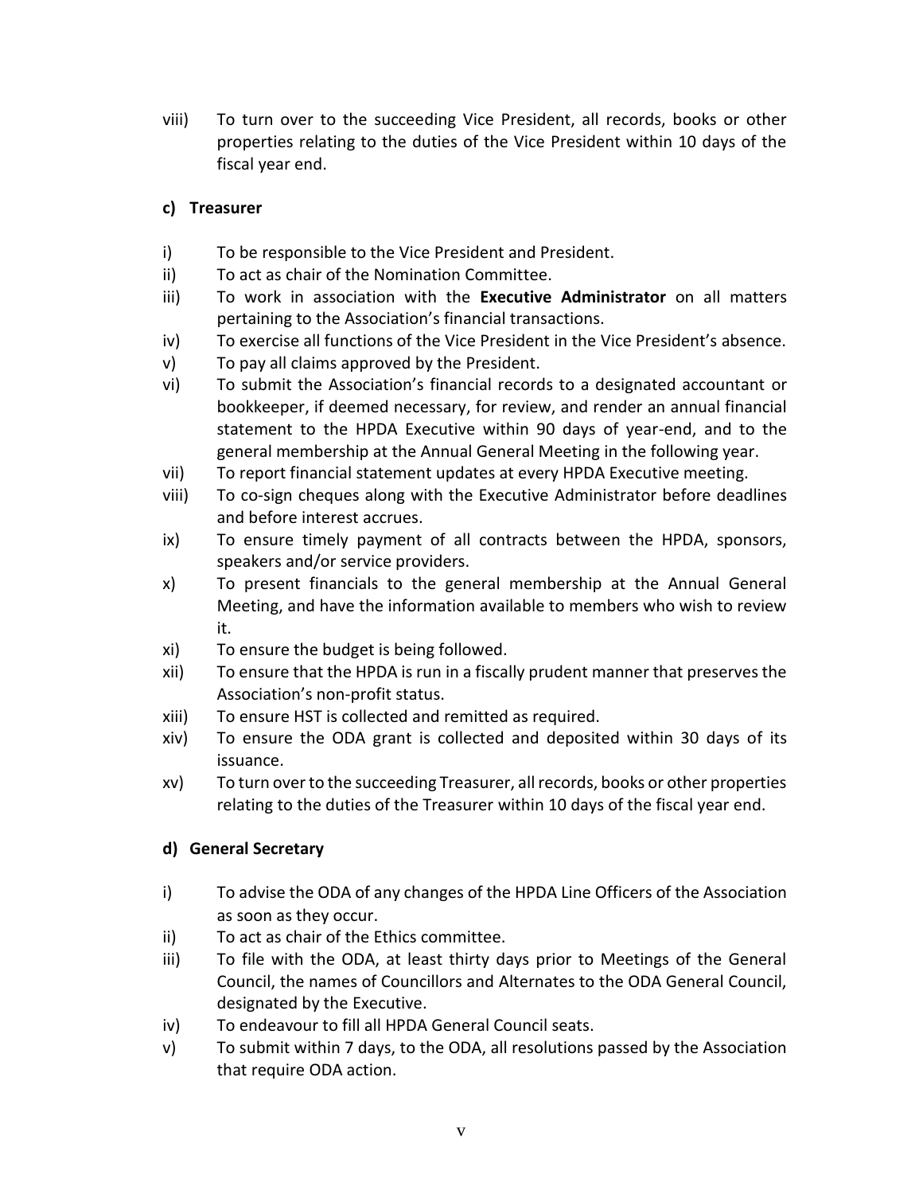viii) To turn over to the succeeding Vice President, all records, books or other properties relating to the duties of the Vice President within 10 days of the fiscal year end.

**c) Treasurer**

i) To be responsible to the Vice President and President.
ii) To act as chair of the Nomination Committee.
iii) To work in association with the **Executive Administrator** on all matters pertaining to the Association's financial transactions.
iv) To exercise all functions of the Vice President in the Vice President's absence.
v) To pay all claims approved by the President.
vi) To submit the Association's financial records to a designated accountant or bookkeeper, if deemed necessary, for review, and render an annual financial statement to the HPDA Executive within 90 days of year-end, and to the general membership at the Annual General Meeting in the following year.
vii) To report financial statement updates at every HPDA Executive meeting.
viii) To co-sign cheques along with the Executive Administrator before deadlines and before interest accrues.
ix) To ensure timely payment of all contracts between the HPDA, sponsors, speakers and/or service providers.
x) To present financials to the general membership at the Annual General Meeting, and have the information available to members who wish to review it.
xi) To ensure the budget is being followed.
xii) To ensure that the HPDA is run in a fiscally prudent manner that preserves the Association's non-profit status.
xiii) To ensure HST is collected and remitted as required.
xiv) To ensure the ODA grant is collected and deposited within 30 days of its issuance.
xv) To turn over to the succeeding Treasurer, all records, books or other properties relating to the duties of the Treasurer within 10 days of the fiscal year end.

**d) General Secretary**

i) To advise the ODA of any changes of the HPDA Line Officers of the Association as soon as they occur.
ii) To act as chair of the Ethics committee.
iii) To file with the ODA, at least thirty days prior to Meetings of the General Council, the names of Councillors and Alternates to the ODA General Council, designated by the Executive.
iv) To endeavour to fill all HPDA General Council seats.
v) To submit within 7 days, to the ODA, all resolutions passed by the Association that require ODA action.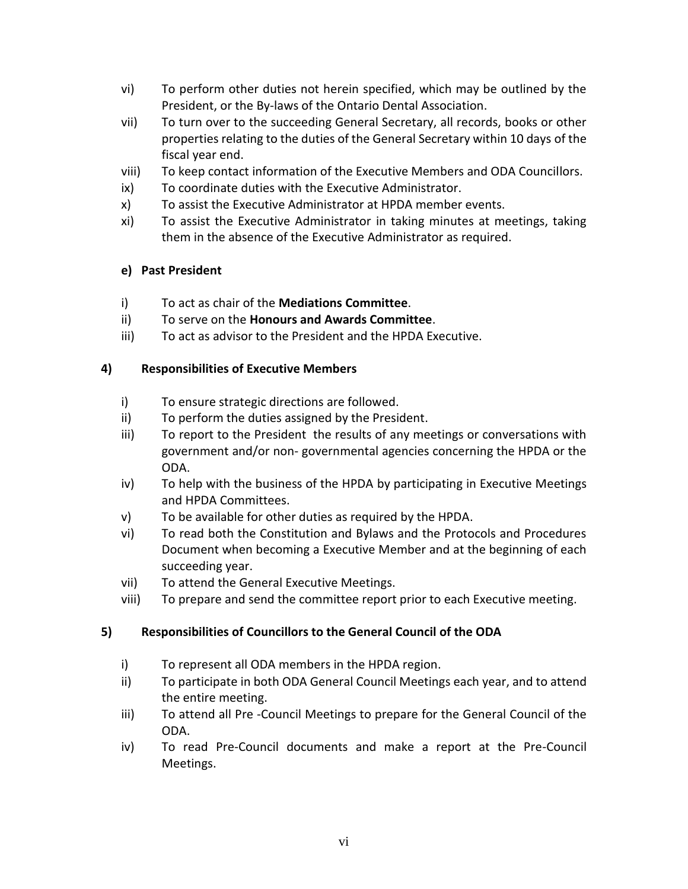vi) To perform other duties not herein specified, which may be outlined by the President, or the By-laws of the Ontario Dental Association.

vii) To turn over to the succeeding General Secretary, all records, books or other properties relating to the duties of the General Secretary within 10 days of the fiscal year end.

viii) To keep contact information of the Executive Members and ODA Councillors.

ix) To coordinate duties with the Executive Administrator.

x) To assist the Executive Administrator at HPDA member events.

xi) To assist the Executive Administrator in taking minutes at meetings, taking them in the absence of the Executive Administrator as required.

**e) Past President**

i) To act as chair of the **Mediations Committee**.

ii) To serve on the **Honours and Awards Committee**.

iii) To act as advisor to the President and the HPDA Executive.

## 4) Responsibilities of Executive Members

i) To ensure strategic directions are followed.

ii) To perform the duties assigned by the President.

iii) To report to the President the results of any meetings or conversations with government and/or non- governmental agencies concerning the HPDA or the ODA.

iv) To help with the business of the HPDA by participating in Executive Meetings and HPDA Committees.

v) To be available for other duties as required by the HPDA.

vi) To read both the Constitution and Bylaws and the Protocols and Procedures Document when becoming a Executive Member and at the beginning of each succeeding year.

vii) To attend the General Executive Meetings.

viii) To prepare and send the committee report prior to each Executive meeting.

## 5) Responsibilities of Councillors to the General Council of the ODA

i) To represent all ODA members in the HPDA region.

ii) To participate in both ODA General Council Meetings each year, and to attend the entire meeting.

iii) To attend all Pre -Council Meetings to prepare for the General Council of the ODA.

iv) To read Pre-Council documents and make a report at the Pre-Council Meetings.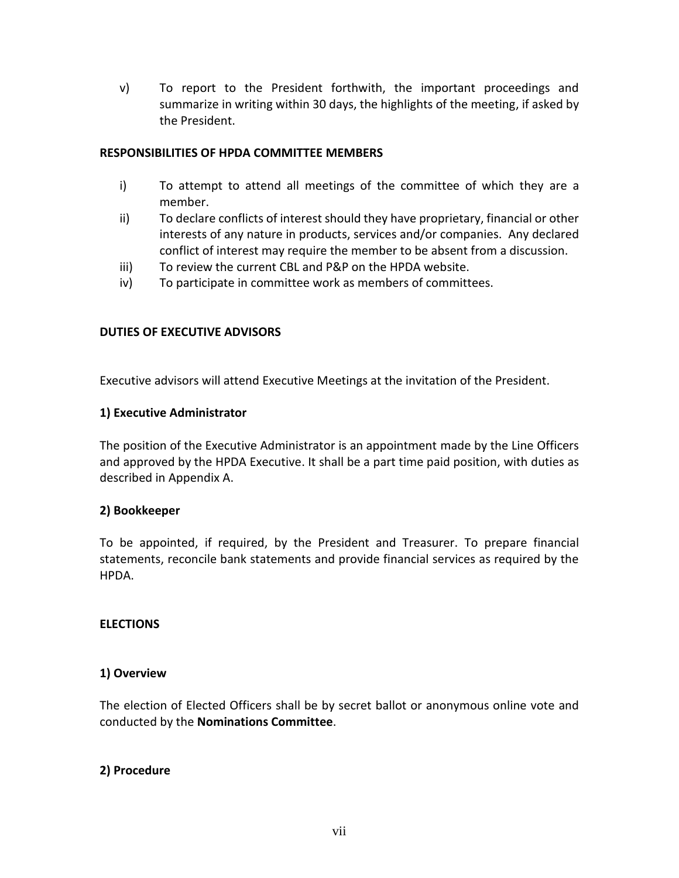v) To report to the President forthwith, the important proceedings and summarize in writing within 30 days, the highlights of the meeting, if asked by the President.

**RESPONSIBILITIES OF HPDA COMMITTEE MEMBERS**

i) To attempt to attend all meetings of the committee of which they are a member.
ii) To declare conflicts of interest should they have proprietary, financial or other interests of any nature in products, services and/or companies. Any declared conflict of interest may require the member to be absent from a discussion.
iii) To review the current CBL and P&P on the HPDA website.
iv) To participate in committee work as members of committees.

**DUTIES OF EXECUTIVE ADVISORS**

Executive advisors will attend Executive Meetings at the invitation of the President.

**1) Executive Administrator**

The position of the Executive Administrator is an appointment made by the Line Officers and approved by the HPDA Executive. It shall be a part time paid position, with duties as described in Appendix A.

**2) Bookkeeper**

To be appointed, if required, by the President and Treasurer. To prepare financial statements, reconcile bank statements and provide financial services as required by the HPDA.

**ELECTIONS**

**1) Overview**

The election of Elected Officers shall be by secret ballot or anonymous online vote and conducted by the **Nominations Committee**.

**2) Procedure**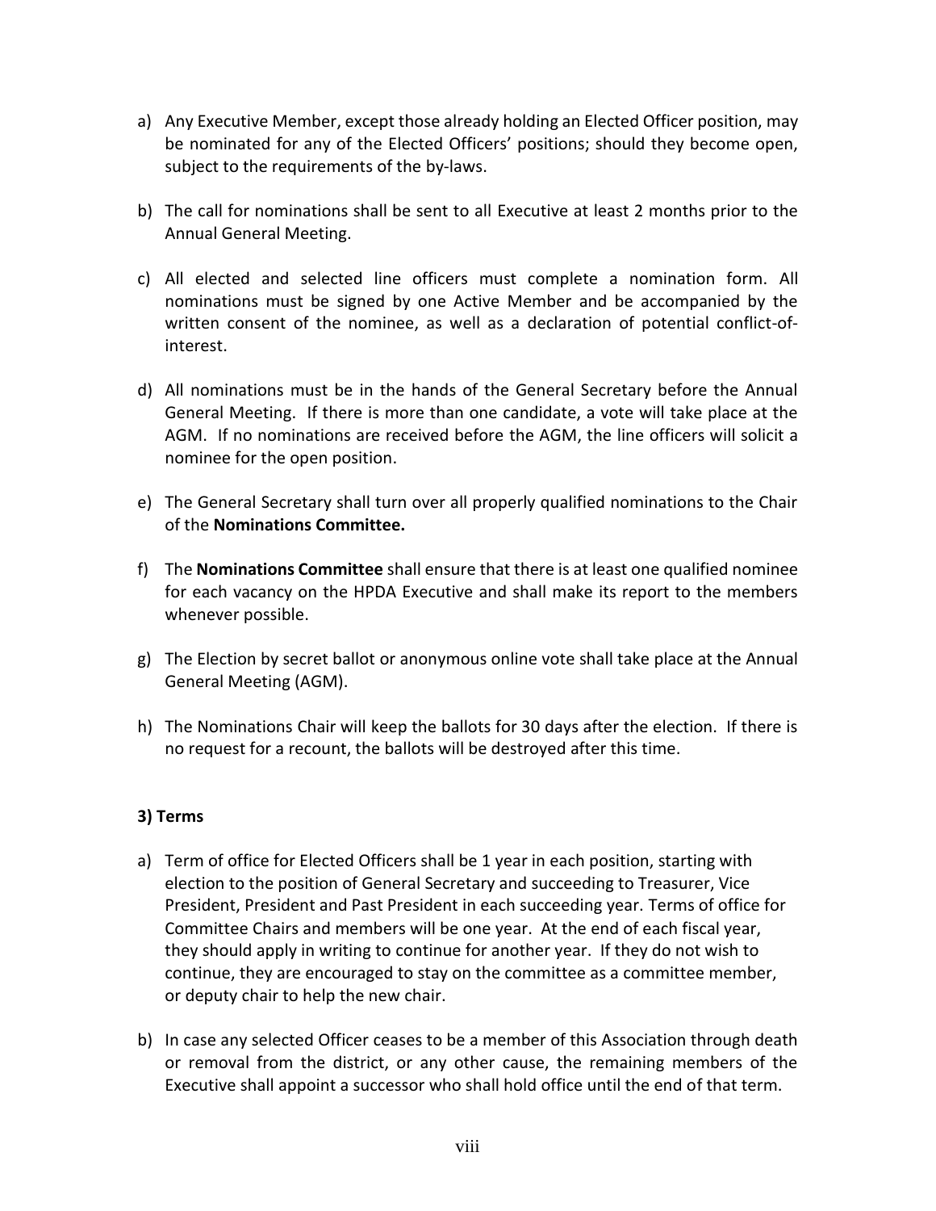a) Any Executive Member, except those already holding an Elected Officer position, may be nominated for any of the Elected Officers' positions; should they become open, subject to the requirements of the by-laws.

b) The call for nominations shall be sent to all Executive at least 2 months prior to the Annual General Meeting.

c) All elected and selected line officers must complete a nomination form. All nominations must be signed by one Active Member and be accompanied by the written consent of the nominee, as well as a declaration of potential conflict-of-interest.

d) All nominations must be in the hands of the General Secretary before the Annual General Meeting. If there is more than one candidate, a vote will take place at the AGM. If no nominations are received before the AGM, the line officers will solicit a nominee for the open position.

e) The General Secretary shall turn over all properly qualified nominations to the Chair of the **Nominations Committee.**

f) The **Nominations Committee** shall ensure that there is at least one qualified nominee for each vacancy on the HPDA Executive and shall make its report to the members whenever possible.

g) The Election by secret ballot or anonymous online vote shall take place at the Annual General Meeting (AGM).

h) The Nominations Chair will keep the ballots for 30 days after the election. If there is no request for a recount, the ballots will be destroyed after this time.

**3) Terms**

a) Term of office for Elected Officers shall be 1 year in each position, starting with election to the position of General Secretary and succeeding to Treasurer, Vice President, President and Past President in each succeeding year. Terms of office for Committee Chairs and members will be one year. At the end of each fiscal year, they should apply in writing to continue for another year. If they do not wish to continue, they are encouraged to stay on the committee as a committee member, or deputy chair to help the new chair.

b) In case any selected Officer ceases to be a member of this Association through death or removal from the district, or any other cause, the remaining members of the Executive shall appoint a successor who shall hold office until the end of that term.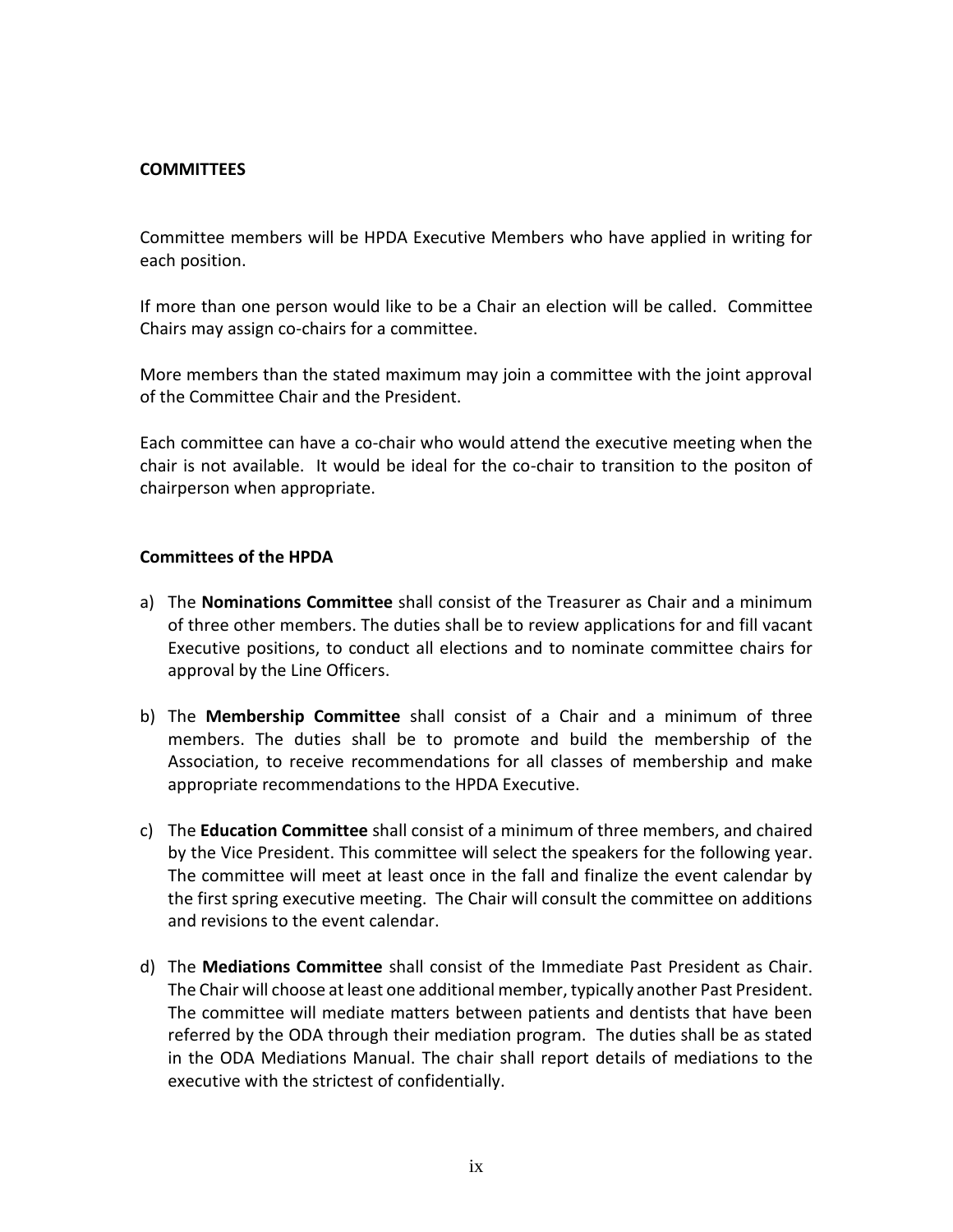**COMMITTEES**

Committee members will be HPDA Executive Members who have applied in writing for each position.

If more than one person would like to be a Chair an election will be called. Committee Chairs may assign co-chairs for a committee.

More members than the stated maximum may join a committee with the joint approval of the Committee Chair and the President.

Each committee can have a co-chair who would attend the executive meeting when the chair is not available. It would be ideal for the co-chair to transition to the positon of chairperson when appropriate.

**Committees of the HPDA**

a) The **Nominations Committee** shall consist of the Treasurer as Chair and a minimum of three other members. The duties shall be to review applications for and fill vacant Executive positions, to conduct all elections and to nominate committee chairs for approval by the Line Officers.

b) The **Membership Committee** shall consist of a Chair and a minimum of three members. The duties shall be to promote and build the membership of the Association, to receive recommendations for all classes of membership and make appropriate recommendations to the HPDA Executive.

c) The **Education Committee** shall consist of a minimum of three members, and chaired by the Vice President. This committee will select the speakers for the following year. The committee will meet at least once in the fall and finalize the event calendar by the first spring executive meeting. The Chair will consult the committee on additions and revisions to the event calendar.

d) The **Mediations Committee** shall consist of the Immediate Past President as Chair. The Chair will choose at least one additional member, typically another Past President. The committee will mediate matters between patients and dentists that have been referred by the ODA through their mediation program. The duties shall be as stated in the ODA Mediations Manual. The chair shall report details of mediations to the executive with the strictest of confidentially.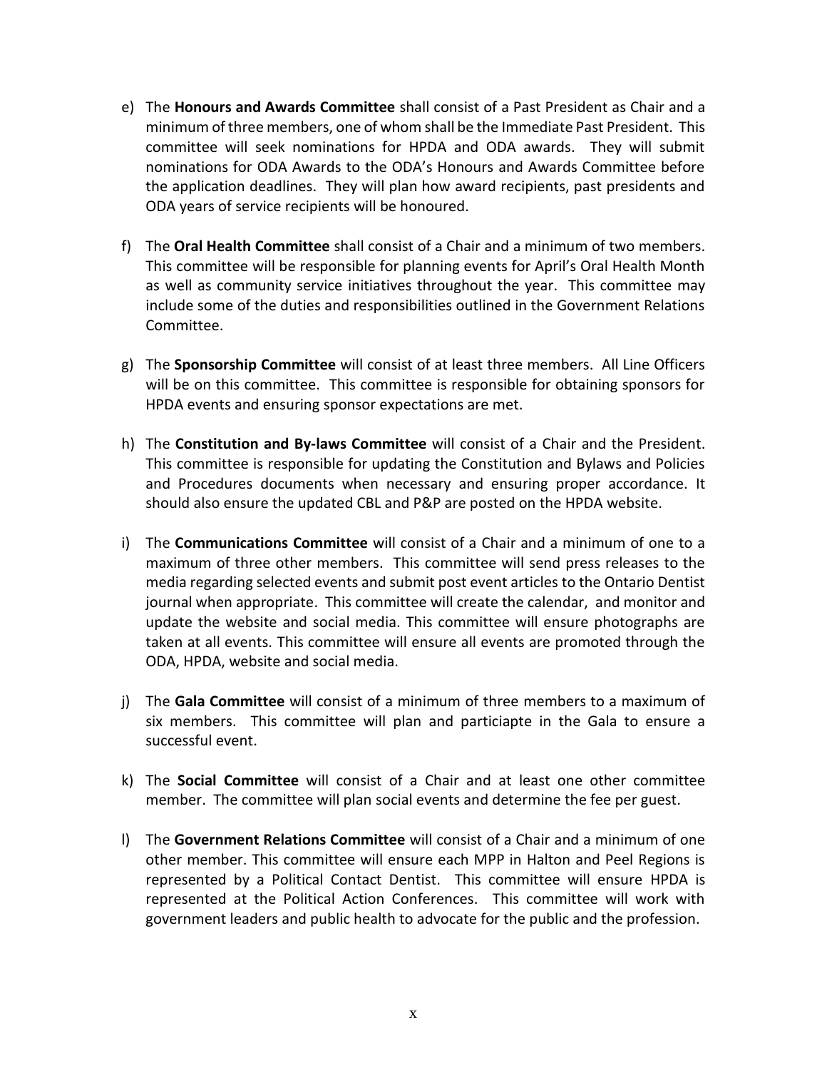e) The **Honours and Awards Committee** shall consist of a Past President as Chair and a minimum of three members, one of whom shall be the Immediate Past President. This committee will seek nominations for HPDA and ODA awards. They will submit nominations for ODA Awards to the ODA's Honours and Awards Committee before the application deadlines. They will plan how award recipients, past presidents and ODA years of service recipients will be honoured.

f) The **Oral Health Committee** shall consist of a Chair and a minimum of two members. This committee will be responsible for planning events for April's Oral Health Month as well as community service initiatives throughout the year. This committee may include some of the duties and responsibilities outlined in the Government Relations Committee.

g) The **Sponsorship Committee** will consist of at least three members. All Line Officers will be on this committee. This committee is responsible for obtaining sponsors for HPDA events and ensuring sponsor expectations are met.

h) The **Constitution and By-laws Committee** will consist of a Chair and the President. This committee is responsible for updating the Constitution and Bylaws and Policies and Procedures documents when necessary and ensuring proper accordance. It should also ensure the updated CBL and P&P are posted on the HPDA website.

i) The **Communications Committee** will consist of a Chair and a minimum of one to a maximum of three other members. This committee will send press releases to the media regarding selected events and submit post event articles to the Ontario Dentist journal when appropriate. This committee will create the calendar, and monitor and update the website and social media. This committee will ensure photographs are taken at all events. This committee will ensure all events are promoted through the ODA, HPDA, website and social media.

j) The **Gala Committee** will consist of a minimum of three members to a maximum of six members. This committee will plan and particiapte in the Gala to ensure a successful event.

k) The **Social Committee** will consist of a Chair and at least one other committee member. The committee will plan social events and determine the fee per guest.

l) The **Government Relations Committee** will consist of a Chair and a minimum of one other member. This committee will ensure each MPP in Halton and Peel Regions is represented by a Political Contact Dentist. This committee will ensure HPDA is represented at the Political Action Conferences. This committee will work with government leaders and public health to advocate for the public and the profession.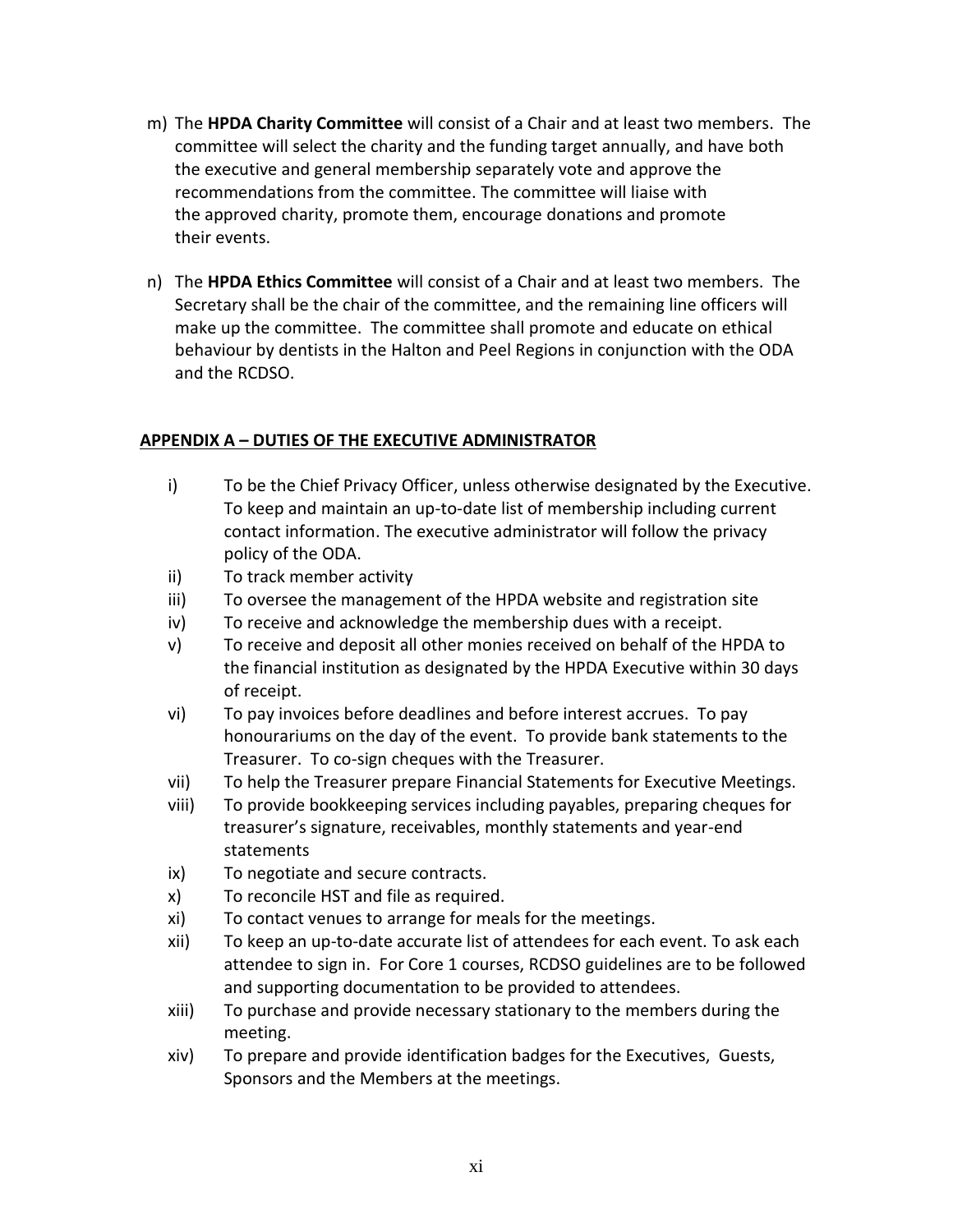m) The **HPDA Charity Committee** will consist of a Chair and at least two members. The committee will select the charity and the funding target annually, and have both the executive and general membership separately vote and approve the recommendations from the committee. The committee will liaise with the approved charity, promote them, encourage donations and promote their events.

n) The **HPDA Ethics Committee** will consist of a Chair and at least two members. The Secretary shall be the chair of the committee, and the remaining line officers will make up the committee. The committee shall promote and educate on ethical behaviour by dentists in the Halton and Peel Regions in conjunction with the ODA and the RCDSO.

## APPENDIX A – DUTIES OF THE EXECUTIVE ADMINISTRATOR

i) To be the Chief Privacy Officer, unless otherwise designated by the Executive. To keep and maintain an up-to-date list of membership including current contact information. The executive administrator will follow the privacy policy of the ODA.

ii) To track member activity

iii) To oversee the management of the HPDA website and registration site

iv) To receive and acknowledge the membership dues with a receipt.

v) To receive and deposit all other monies received on behalf of the HPDA to the financial institution as designated by the HPDA Executive within 30 days of receipt.

vi) To pay invoices before deadlines and before interest accrues. To pay honourariums on the day of the event. To provide bank statements to the Treasurer. To co-sign cheques with the Treasurer.

vii) To help the Treasurer prepare Financial Statements for Executive Meetings.

viii) To provide bookkeeping services including payables, preparing cheques for treasurer's signature, receivables, monthly statements and year-end statements

ix) To negotiate and secure contracts.

x) To reconcile HST and file as required.

xi) To contact venues to arrange for meals for the meetings.

xii) To keep an up-to-date accurate list of attendees for each event. To ask each attendee to sign in. For Core 1 courses, RCDSO guidelines are to be followed and supporting documentation to be provided to attendees.

xiii) To purchase and provide necessary stationary to the members during the meeting.

xiv) To prepare and provide identification badges for the Executives, Guests, Sponsors and the Members at the meetings.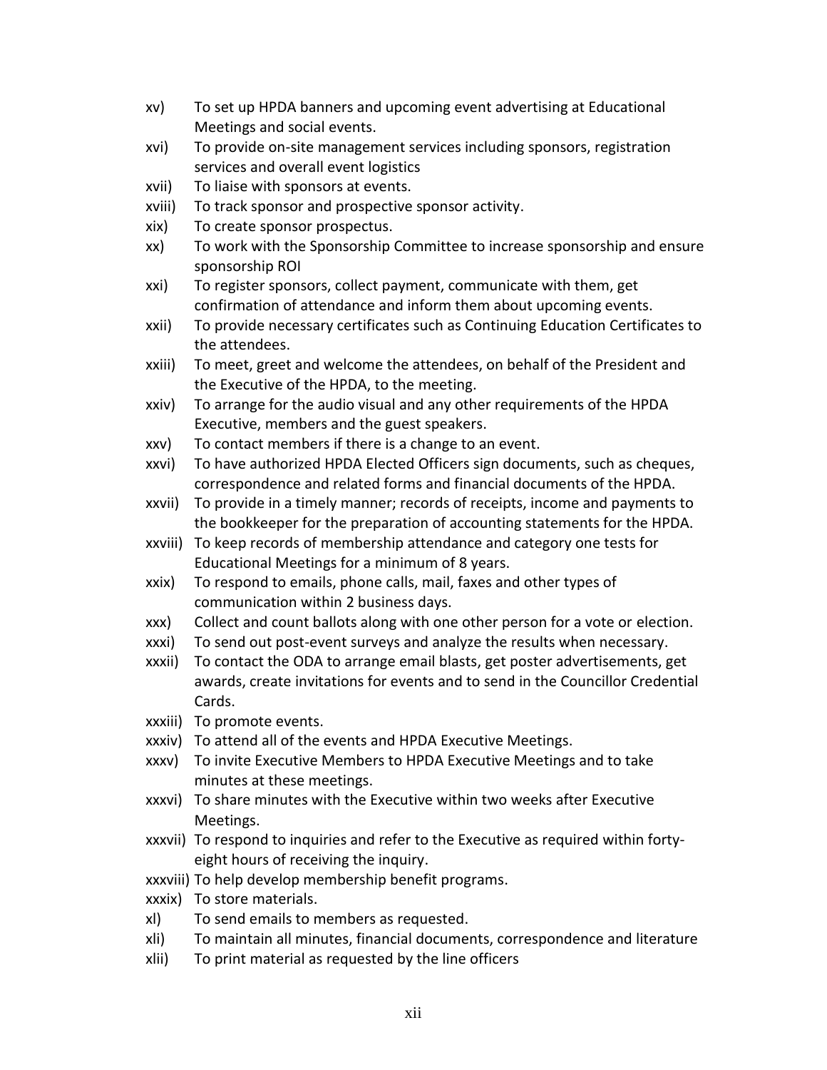xv) To set up HPDA banners and upcoming event advertising at Educational Meetings and social events.

xvi) To provide on-site management services including sponsors, registration services and overall event logistics

xvii) To liaise with sponsors at events.

xviii) To track sponsor and prospective sponsor activity.

xix) To create sponsor prospectus.

xx) To work with the Sponsorship Committee to increase sponsorship and ensure sponsorship ROI

xxi) To register sponsors, collect payment, communicate with them, get confirmation of attendance and inform them about upcoming events.

xxii) To provide necessary certificates such as Continuing Education Certificates to the attendees.

xxiii) To meet, greet and welcome the attendees, on behalf of the President and the Executive of the HPDA, to the meeting.

xxiv) To arrange for the audio visual and any other requirements of the HPDA Executive, members and the guest speakers.

xxv) To contact members if there is a change to an event.

xxvi) To have authorized HPDA Elected Officers sign documents, such as cheques, correspondence and related forms and financial documents of the HPDA.

xxvii) To provide in a timely manner; records of receipts, income and payments to the bookkeeper for the preparation of accounting statements for the HPDA.

xxviii) To keep records of membership attendance and category one tests for Educational Meetings for a minimum of 8 years.

xxix) To respond to emails, phone calls, mail, faxes and other types of communication within 2 business days.

xxx) Collect and count ballots along with one other person for a vote or election.

xxxi) To send out post-event surveys and analyze the results when necessary.

xxxii) To contact the ODA to arrange email blasts, get poster advertisements, get awards, create invitations for events and to send in the Councillor Credential Cards.

xxxiii) To promote events.

xxxiv) To attend all of the events and HPDA Executive Meetings.

xxxv) To invite Executive Members to HPDA Executive Meetings and to take minutes at these meetings.

xxxvi) To share minutes with the Executive within two weeks after Executive Meetings.

xxxvii) To respond to inquiries and refer to the Executive as required within forty-eight hours of receiving the inquiry.

xxxviii) To help develop membership benefit programs.

xxxix) To store materials.

xl) To send emails to members as requested.

xli) To maintain all minutes, financial documents, correspondence and literature

xlii) To print material as requested by the line officers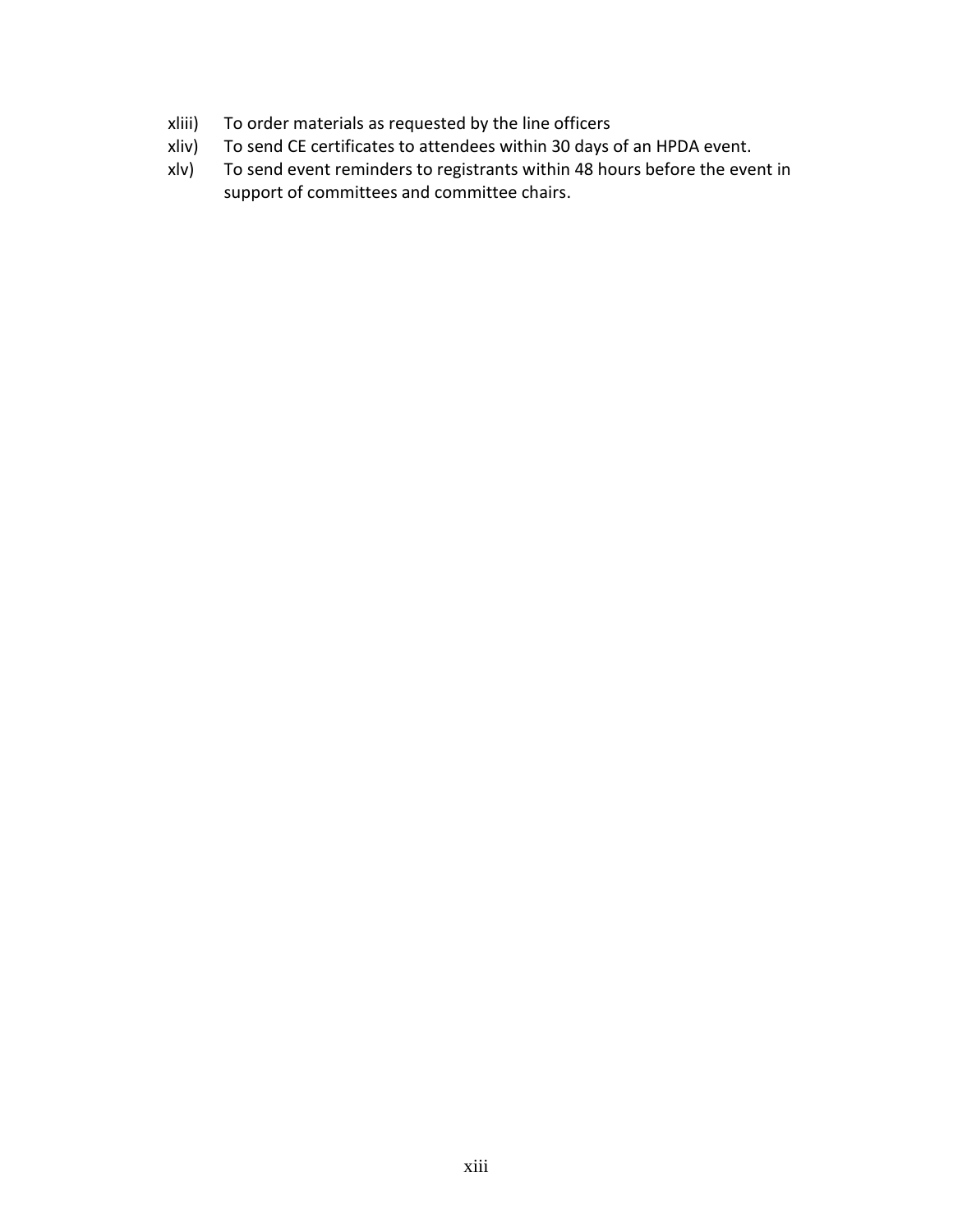xliii) To order materials as requested by the line officers

xliv) To send CE certificates to attendees within 30 days of an HPDA event.

xlv) To send event reminders to registrants within 48 hours before the event in support of committees and committee chairs.